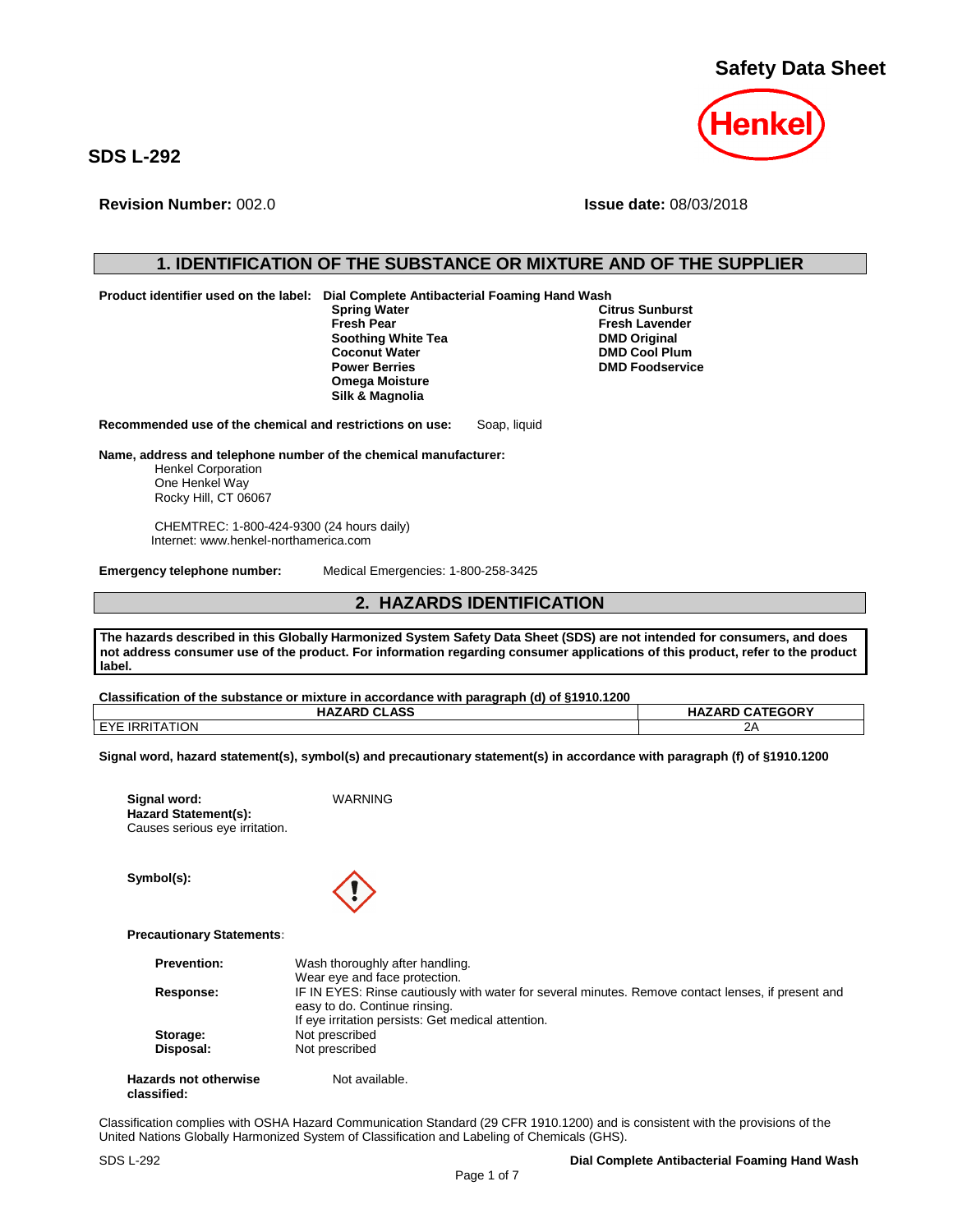# Safety Data Sheet

**SDS L-292**

**Revision Number:** 002.0 **Issue date:** 08/03/2018

## 1. IDENTIFICATION OF THE SUBSTANCE OR MIXTURE AND OF THE SUPPLIER

**Product identifier used on the label:** **Dial Complete Antibacterial Foaming Hand Wash**

**Spring Water**
**Fresh Pear**
**Soothing White Tea**
**Coconut Water**
**Power Berries**
**Omega Moisture**
**Silk & Magnolia**
**Citrus Sunburst**
**Fresh Lavender**
**DMD Original**
**DMD Cool Plum**
**DMD Foodservice**

**Recommended use of the chemical and restrictions on use:** Soap, liquid

**Name, address and telephone number of the chemical manufacturer:**

Henkel Corporation
One Henkel Way
Rocky Hill, CT 06067

CHEMTREC: 1-800-424-9300 (24 hours daily)
Internet: www.henkel-northamerica.com

**Emergency telephone number:** Medical Emergencies: 1-800-258-3425

## 2. HAZARDS IDENTIFICATION

**The hazards described in this Globally Harmonized System Safety Data Sheet (SDS) are not intended for consumers, and does not address consumer use of the product. For information regarding consumer applications of this product, refer to the product label.**

**Classification of the substance or mixture in accordance with paragraph (d) of §1910.1200**

| HAZARD CLASS | HAZARD CATEGORY |
|---|---|
| EYE IRRITATION | 2A |

**Signal word, hazard statement(s), symbol(s) and precautionary statement(s) in accordance with paragraph (f) of §1910.1200**

**Signal word:** WARNING

**Hazard Statement(s):**
Causes serious eye irritation.

**Symbol(s):**

**Precautionary Statements:**

**Prevention:** Wash thoroughly after handling.
Wear eye and face protection.

**Response:** IF IN EYES: Rinse cautiously with water for several minutes. Remove contact lenses, if present and easy to do. Continue rinsing.
If eye irritation persists: Get medical attention.

**Storage:** Not prescribed

**Disposal:** Not prescribed

**Hazards not otherwise classified:** Not available.

Classification complies with OSHA Hazard Communication Standard (29 CFR 1910.1200) and is consistent with the provisions of the United Nations Globally Harmonized System of Classification and Labeling of Chemicals (GHS).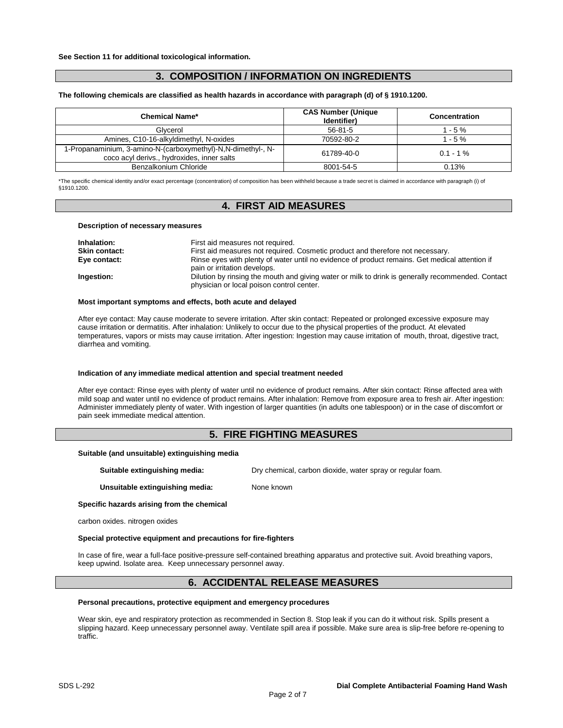**See Section 11 for additional toxicological information.**

## 3. COMPOSITION / INFORMATION ON INGREDIENTS

**The following chemicals are classified as health hazards in accordance with paragraph (d) of § 1910.1200.**

| Chemical Name* | CAS Number (Unique Identifier) | Concentration |
|---|---|---|
| Glycerol | 56-81-5 | 1 - 5 % |
| Amines, C10-16-alkyldimethyl, N-oxides | 70592-80-2 | 1 - 5 % |
| 1-Propanaminium, 3-amino-N-(carboxymethyl)-N,N-dimethyl-, N-coco acyl derivs., hydroxides, inner salts | 61789-40-0 | 0.1 - 1 % |
| Benzalkonium Chloride | 8001-54-5 | 0.13% |

*The specific chemical identity and/or exact percentage (concentration) of composition has been withheld because a trade secret is claimed in accordance with paragraph (i) of §1910.1200.

## 4. FIRST AID MEASURES

**Description of necessary measures**

**Inhalation:** First aid measures not required.
**Skin contact:** First aid measures not required. Cosmetic product and therefore not necessary.
**Eye contact:** Rinse eyes with plenty of water until no evidence of product remains. Get medical attention if pain or irritation develops.
**Ingestion:** Dilution by rinsing the mouth and giving water or milk to drink is generally recommended. Contact physician or local poison control center.

**Most important symptoms and effects, both acute and delayed**

After eye contact: May cause moderate to severe irritation. After skin contact: Repeated or prolonged excessive exposure may cause irritation or dermatitis. After inhalation: Unlikely to occur due to the physical properties of the product. At elevated temperatures, vapors or mists may cause irritation. After ingestion: Ingestion may cause irritation of mouth, throat, digestive tract, diarrhea and vomiting.

**Indication of any immediate medical attention and special treatment needed**

After eye contact: Rinse eyes with plenty of water until no evidence of product remains. After skin contact: Rinse affected area with mild soap and water until no evidence of product remains. After inhalation: Remove from exposure area to fresh air. After ingestion: Administer immediately plenty of water. With ingestion of larger quantities (in adults one tablespoon) or in the case of discomfort or pain seek immediate medical attention.

## 5. FIRE FIGHTING MEASURES

**Suitable (and unsuitable) extinguishing media**

**Suitable extinguishing media:** Dry chemical, carbon dioxide, water spray or regular foam.

**Unsuitable extinguishing media:** None known

**Specific hazards arising from the chemical**

carbon oxides. nitrogen oxides

**Special protective equipment and precautions for fire-fighters**

In case of fire, wear a full-face positive-pressure self-contained breathing apparatus and protective suit. Avoid breathing vapors, keep upwind. Isolate area. Keep unnecessary personnel away.

## 6. ACCIDENTAL RELEASE MEASURES

**Personal precautions, protective equipment and emergency procedures**

Wear skin, eye and respiratory protection as recommended in Section 8. Stop leak if you can do it without risk. Spills present a slipping hazard. Keep unnecessary personnel away. Ventilate spill area if possible. Make sure area is slip-free before re-opening to traffic.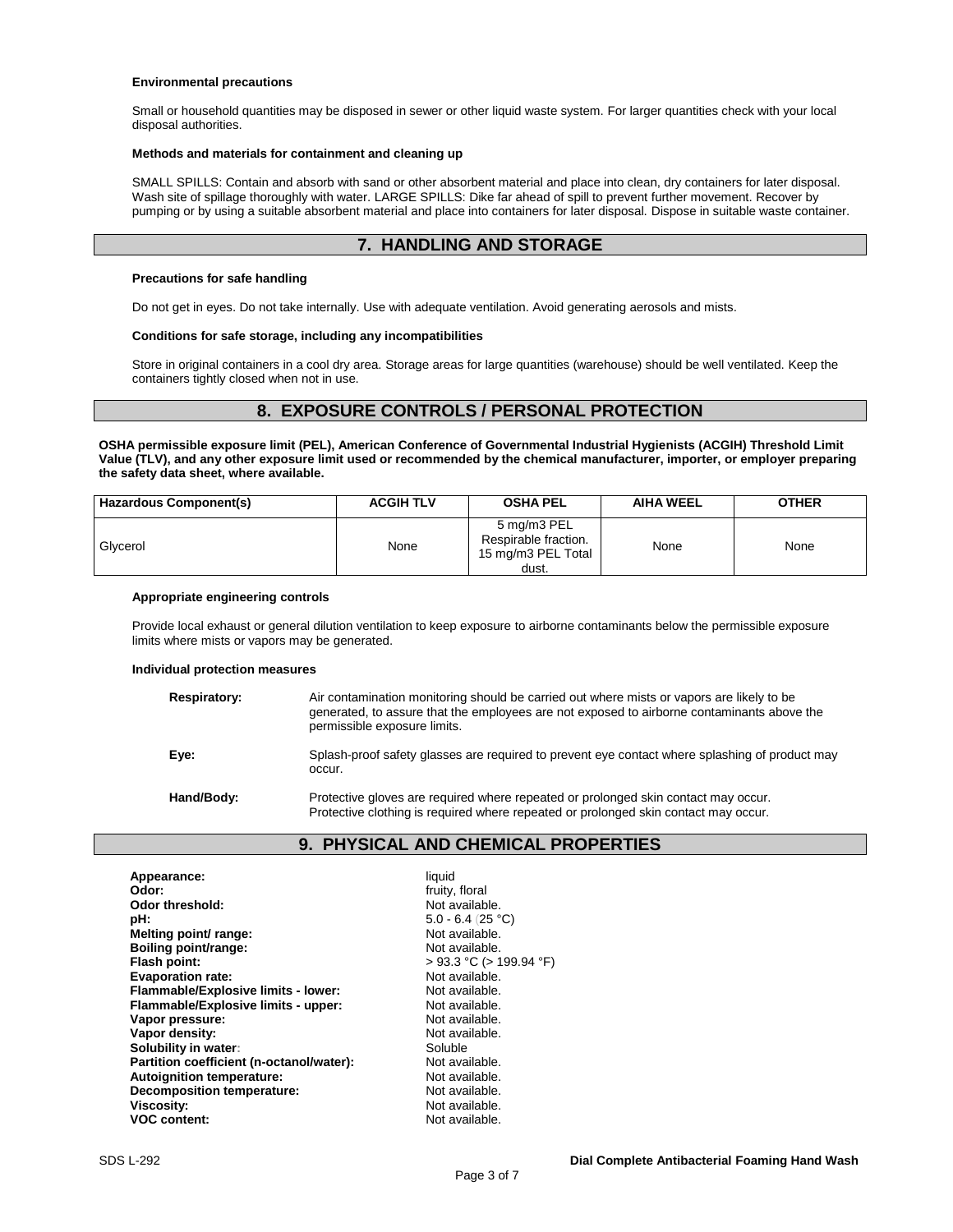#### Environmental precautions

Small or household quantities may be disposed in sewer or other liquid waste system. For larger quantities check with your local disposal authorities.

#### Methods and materials for containment and cleaning up

SMALL SPILLS: Contain and absorb with sand or other absorbent material and place into clean, dry containers for later disposal. Wash site of spillage thoroughly with water. LARGE SPILLS: Dike far ahead of spill to prevent further movement. Recover by pumping or by using a suitable absorbent material and place into containers for later disposal. Dispose in suitable waste container.

## 7. HANDLING AND STORAGE

#### Precautions for safe handling

Do not get in eyes. Do not take internally. Use with adequate ventilation. Avoid generating aerosols and mists.

#### Conditions for safe storage, including any incompatibilities

Store in original containers in a cool dry area. Storage areas for large quantities (warehouse) should be well ventilated. Keep the containers tightly closed when not in use.

## 8. EXPOSURE CONTROLS / PERSONAL PROTECTION

**OSHA permissible exposure limit (PEL), American Conference of Governmental Industrial Hygienists (ACGIH) Threshold Limit Value (TLV), and any other exposure limit used or recommended by the chemical manufacturer, importer, or employer preparing the safety data sheet, where available.**

| Hazardous Component(s) | ACGIH TLV | OSHA PEL | AIHA WEEL | OTHER |
| --- | --- | --- | --- | --- |
| Glycerol | None | 5 mg/m3 PEL Respirable fraction. 15 mg/m3 PEL Total dust. | None | None |

#### Appropriate engineering controls

Provide local exhaust or general dilution ventilation to keep exposure to airborne contaminants below the permissible exposure limits where mists or vapors may be generated.

#### Individual protection measures

**Respiratory:** Air contamination monitoring should be carried out where mists or vapors are likely to be generated, to assure that the employees are not exposed to airborne contaminants above the permissible exposure limits.

**Eye:** Splash-proof safety glasses are required to prevent eye contact where splashing of product may occur.

**Hand/Body:** Protective gloves are required where repeated or prolonged skin contact may occur. Protective clothing is required where repeated or prolonged skin contact may occur.

## 9. PHYSICAL AND CHEMICAL PROPERTIES

**Appearance:** liquid
**Odor:** fruity, floral
**Odor threshold:** Not available.
**pH:** 5.0 - 6.4 (25 °C)
**Melting point/ range:** Not available.
**Boiling point/range:** Not available.
**Flash point:** > 93.3 °C (> 199.94 °F)
**Evaporation rate:** Not available.
**Flammable/Explosive limits - lower:** Not available.
**Flammable/Explosive limits - upper:** Not available.
**Vapor pressure:** Not available.
**Vapor density:** Not available.
**Solubility in water:** Soluble
**Partition coefficient (n-octanol/water):** Not available.
**Autoignition temperature:** Not available.
**Decomposition temperature:** Not available.
**Viscosity:** Not available.
**VOC content:** Not available.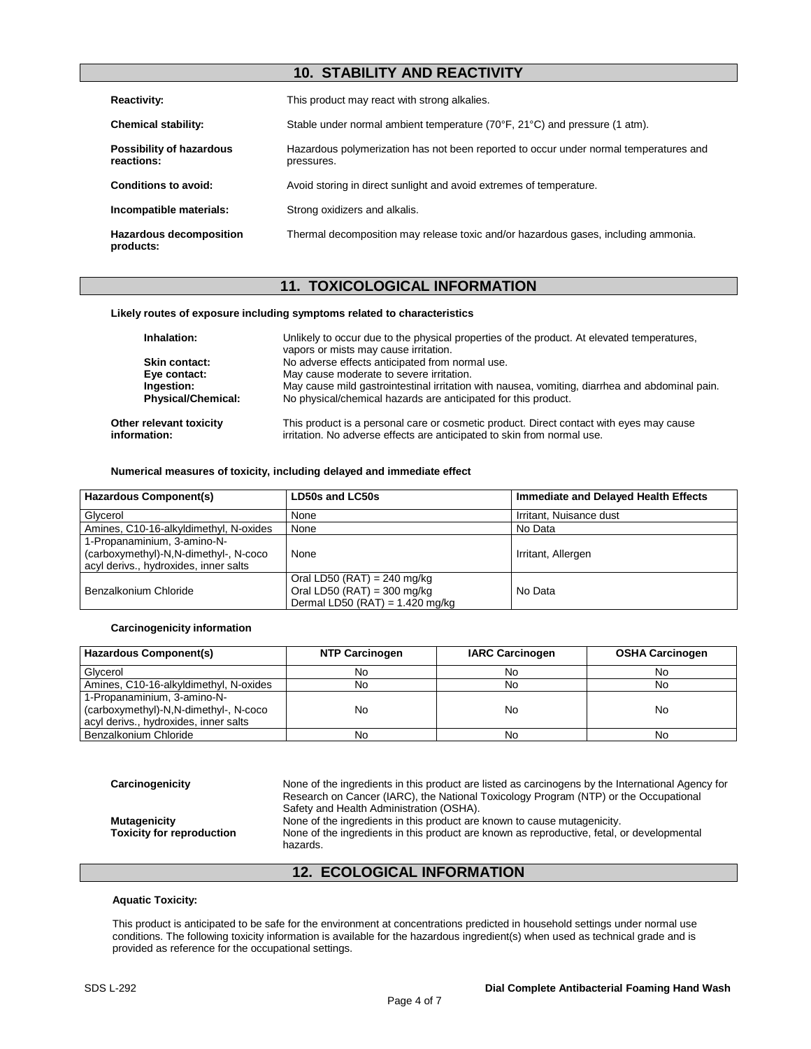## 10. STABILITY AND REACTIVITY

**Reactivity:** This product may react with strong alkalies.

**Chemical stability:** Stable under normal ambient temperature (70°F, 21°C) and pressure (1 atm).

**Possibility of hazardous reactions:** Hazardous polymerization has not been reported to occur under normal temperatures and pressures.

**Conditions to avoid:** Avoid storing in direct sunlight and avoid extremes of temperature.

**Incompatible materials:** Strong oxidizers and alkalis.

**Hazardous decomposition products:** Thermal decomposition may release toxic and/or hazardous gases, including ammonia.

## 11. TOXICOLOGICAL INFORMATION

**Likely routes of exposure including symptoms related to characteristics**

**Inhalation:** Unlikely to occur due to the physical properties of the product. At elevated temperatures, vapors or mists may cause irritation.
**Skin contact:** No adverse effects anticipated from normal use.
**Eye contact:** May cause moderate to severe irritation.
**Ingestion:** May cause mild gastrointestinal irritation with nausea, vomiting, diarrhea and abdominal pain.
**Physical/Chemical:** No physical/chemical hazards are anticipated for this product.

**Other relevant toxicity information:** This product is a personal care or cosmetic product. Direct contact with eyes may cause irritation. No adverse effects are anticipated to skin from normal use.

**Numerical measures of toxicity, including delayed and immediate effect**

| Hazardous Component(s) | LD50s and LC50s | Immediate and Delayed Health Effects |
|---|---|---|
| Glycerol | None | Irritant, Nuisance dust |
| Amines, C10-16-alkyldimethyl, N-oxides | None | No Data |
| 1-Propanaminium, 3-amino-N-(carboxymethyl)-N,N-dimethyl-, N-coco acyl derivs., hydroxides, inner salts | None | Irritant, Allergen |
| Benzalkonium Chloride | Oral LD50 (RAT) = 240 mg/kg<br>Oral LD50 (RAT) = 300 mg/kg<br>Dermal LD50 (RAT) = 1.420 mg/kg | No Data |

**Carcinogenicity information**

| Hazardous Component(s) | NTP Carcinogen | IARC Carcinogen | OSHA Carcinogen |
|---|---|---|---|
| Glycerol | No | No | No |
| Amines, C10-16-alkyldimethyl, N-oxides | No | No | No |
| 1-Propanaminium, 3-amino-N-(carboxymethyl)-N,N-dimethyl-, N-coco acyl derivs., hydroxides, inner salts | No | No | No |
| Benzalkonium Chloride | No | No | No |

**Carcinogenicity** None of the ingredients in this product are listed as carcinogens by the International Agency for Research on Cancer (IARC), the National Toxicology Program (NTP) or the Occupational Safety and Health Administration (OSHA).
**Mutagenicity** None of the ingredients in this product are known to cause mutagenicity.
**Toxicity for reproduction** None of the ingredients in this product are known as reproductive, fetal, or developmental hazards.

## 12. ECOLOGICAL INFORMATION

**Aquatic Toxicity:**

This product is anticipated to be safe for the environment at concentrations predicted in household settings under normal use conditions. The following toxicity information is available for the hazardous ingredient(s) when used as technical grade and is provided as reference for the occupational settings.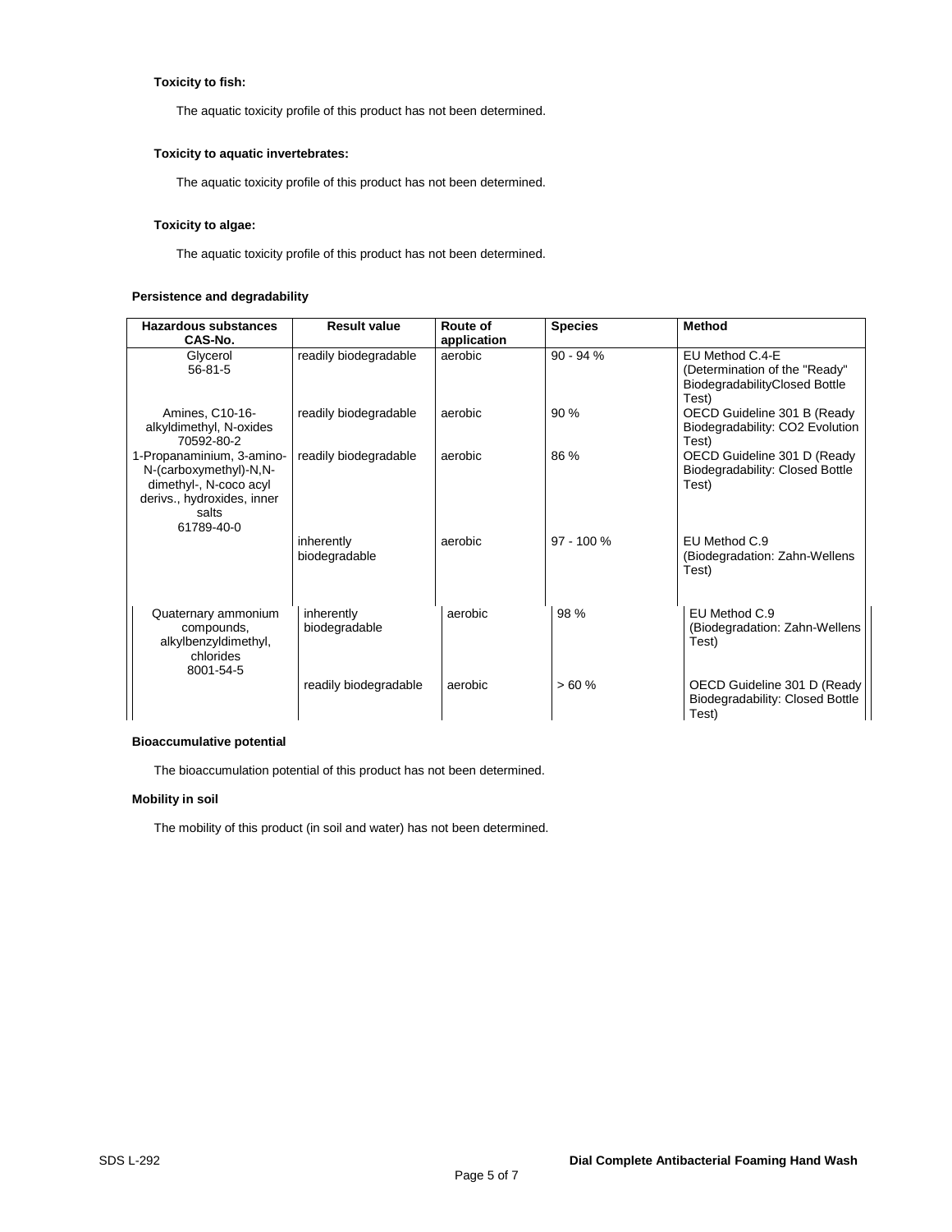**Toxicity to fish:**

The aquatic toxicity profile of this product has not been determined.

**Toxicity to aquatic invertebrates:**

The aquatic toxicity profile of this product has not been determined.

**Toxicity to algae:**

The aquatic toxicity profile of this product has not been determined.

**Persistence and degradability**

| Hazardous substances CAS-No. | Result value | Route of application | Species | Method |
|---|---|---|---|---|
| Glycerol 56-81-5 | readily biodegradable | aerobic | 90 - 94 % | EU Method C.4-E (Determination of the "Ready" BiodegradabilityClosed Bottle Test) |
| Amines, C10-16-alkyldimethyl, N-oxides 70592-80-2 | readily biodegradable | aerobic | 90 % | OECD Guideline 301 B (Ready Biodegradability: CO2 Evolution Test) |
| 1-Propanaminium, 3-amino-N-(carboxymethyl)-N,N-dimethyl-, N-coco acyl derivs., hydroxides, inner salts 61789-40-0 | readily biodegradable | aerobic | 86 % | OECD Guideline 301 D (Ready Biodegradability: Closed Bottle Test) |
| | inherently biodegradable | aerobic | 97 - 100 % | EU Method C.9 (Biodegradation: Zahn-Wellens Test) |
| Quaternary ammonium compounds, alkylbenzyldimethyl, chlorides 8001-54-5 | inherently biodegradable | aerobic | 98 % | EU Method C.9 (Biodegradation: Zahn-Wellens Test) |
| | readily biodegradable | aerobic | > 60 % | OECD Guideline 301 D (Ready Biodegradability: Closed Bottle Test) |

**Bioaccumulative potential**

The bioaccumulation potential of this product has not been determined.

**Mobility in soil**

The mobility of this product (in soil and water) has not been determined.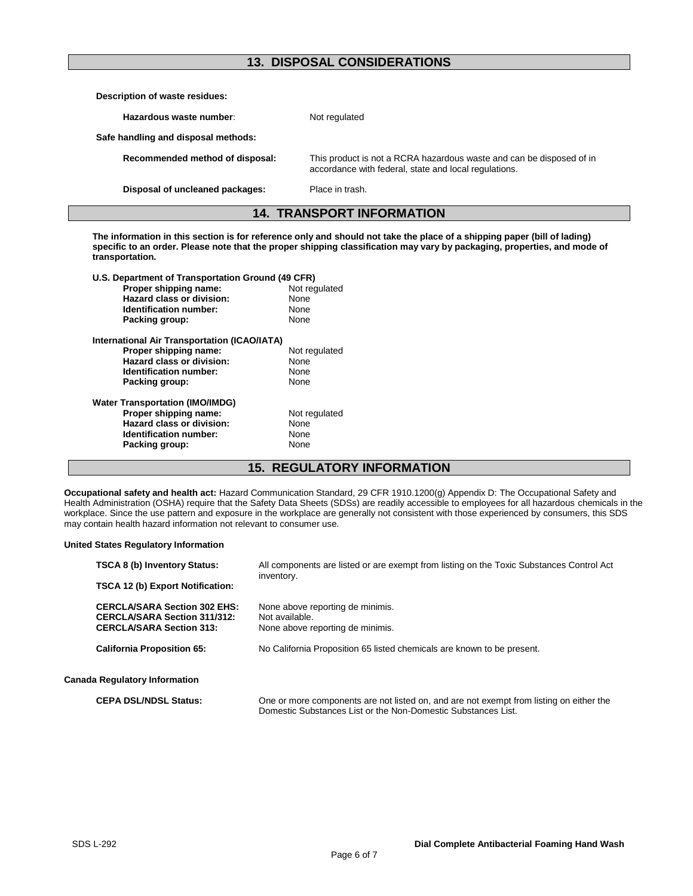## 13. DISPOSAL CONSIDERATIONS

**Description of waste residues:**

| | |
|---|---|
| **Hazardous waste number:** | Not regulated |

**Safe handling and disposal methods:**

| | |
|---|---|
| **Recommended method of disposal:** | This product is not a RCRA hazardous waste and can be disposed of in accordance with federal, state and local regulations. |
| **Disposal of uncleaned packages:** | Place in trash. |

## 14. TRANSPORT INFORMATION

**The information in this section is for reference only and should not take the place of a shipping paper (bill of lading) specific to an order. Please note that the proper shipping classification may vary by packaging, properties, and mode of transportation.**

**U.S. Department of Transportation Ground (49 CFR)**

| | |
|---|---|
| **Proper shipping name:** | Not regulated |
| **Hazard class or division:** | None |
| **Identification number:** | None |
| **Packing group:** | None |

**International Air Transportation (ICAO/IATA)**

| | |
|---|---|
| **Proper shipping name:** | Not regulated |
| **Hazard class or division:** | None |
| **Identification number:** | None |
| **Packing group:** | None |

**Water Transportation (IMO/IMDG)**

| | |
|---|---|
| **Proper shipping name:** | Not regulated |
| **Hazard class or division:** | None |
| **Identification number:** | None |
| **Packing group:** | None |

## 15. REGULATORY INFORMATION

**Occupational safety and health act:** Hazard Communication Standard, 29 CFR 1910.1200(g) Appendix D: The Occupational Safety and Health Administration (OSHA) require that the Safety Data Sheets (SDSs) are readily accessible to employees for all hazardous chemicals in the workplace. Since the use pattern and exposure in the workplace are generally not consistent with those experienced by consumers, this SDS may contain health hazard information not relevant to consumer use.

**United States Regulatory Information**

| | |
|---|---|
| **TSCA 8 (b) Inventory Status:** | All components are listed or are exempt from listing on the Toxic Substances Control Act inventory. |
| **TSCA 12 (b) Export Notification:** | |
| **CERCLA/SARA Section 302 EHS:** | None above reporting de minimis. |
| **CERCLA/SARA Section 311/312:** | Not available. |
| **CERCLA/SARA Section 313:** | None above reporting de minimis. |
| **California Proposition 65:** | No California Proposition 65 listed chemicals are known to be present. |

**Canada Regulatory Information**

| | |
|---|---|
| **CEPA DSL/NDSL Status:** | One or more components are not listed on, and are not exempt from listing on either the Domestic Substances List or the Non-Domestic Substances List. |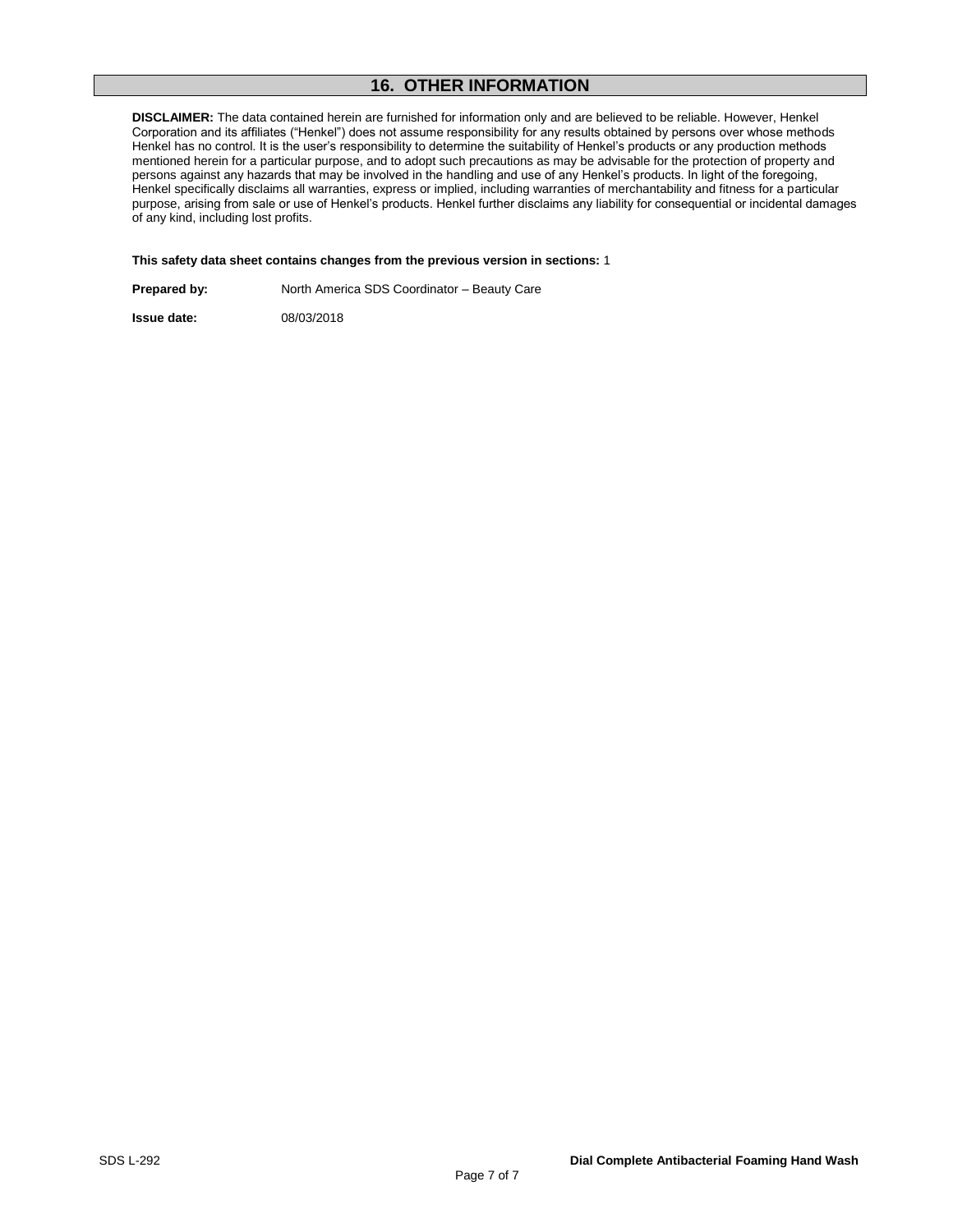## 16. OTHER INFORMATION

**DISCLAIMER:** The data contained herein are furnished for information only and are believed to be reliable. However, Henkel Corporation and its affiliates ("Henkel") does not assume responsibility for any results obtained by persons over whose methods Henkel has no control. It is the user's responsibility to determine the suitability of Henkel's products or any production methods mentioned herein for a particular purpose, and to adopt such precautions as may be advisable for the protection of property and persons against any hazards that may be involved in the handling and use of any Henkel's products. In light of the foregoing, Henkel specifically disclaims all warranties, express or implied, including warranties of merchantability and fitness for a particular purpose, arising from sale or use of Henkel's products. Henkel further disclaims any liability for consequential or incidental damages of any kind, including lost profits.

**This safety data sheet contains changes from the previous version in sections:** 1

**Prepared by:** North America SDS Coordinator – Beauty Care

**Issue date:** 08/03/2018